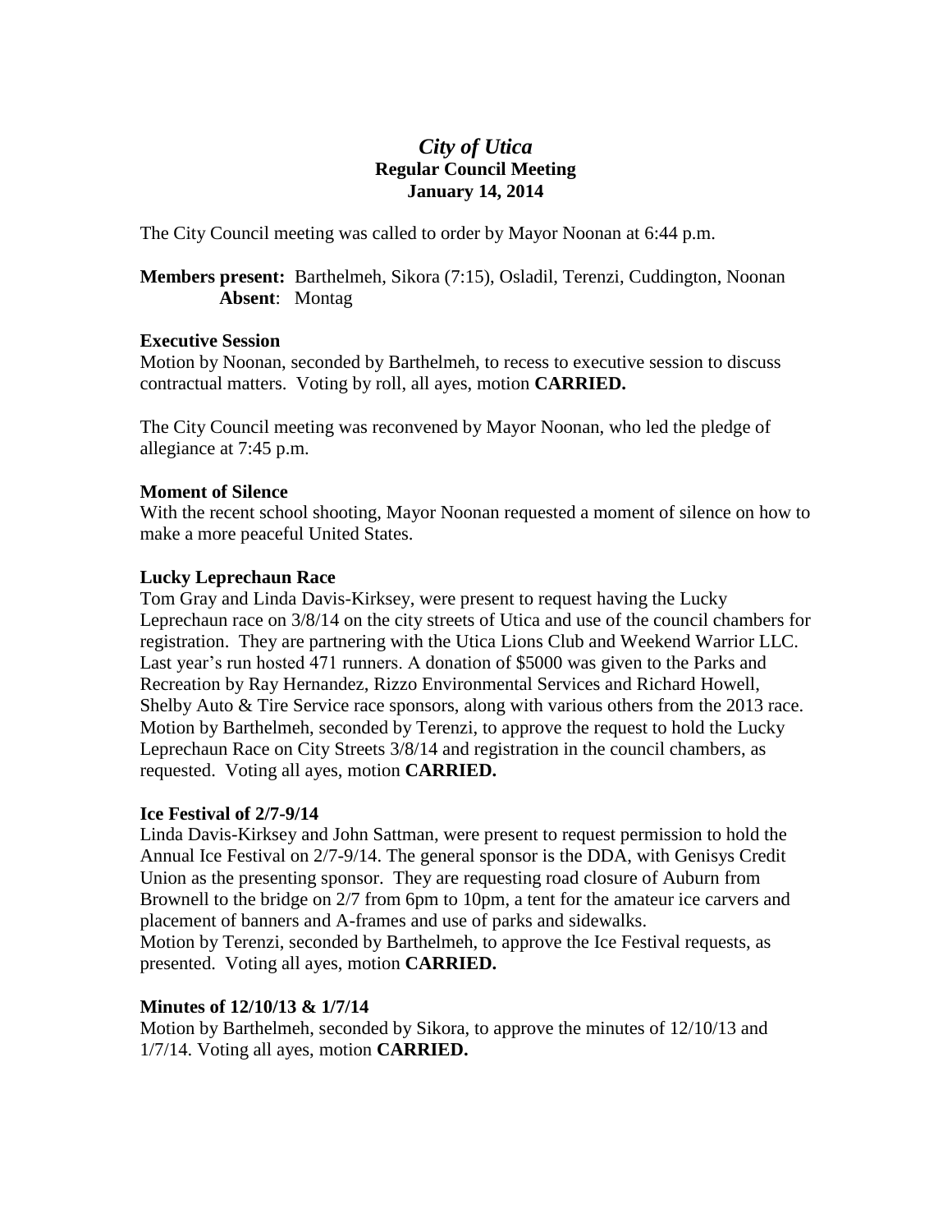# *City of Utica*

## Regular Council Meeting

## January 14, 2014

The City Council meeting was called to order by Mayor Noonan at 6:44 p.m.

**Members present:** Barthelmeh, Sikora (7:15), Osladil, Terenzi, Cuddington, Noonan
**Absent**: Montag

**Executive Session**
Motion by Noonan, seconded by Barthelmeh, to recess to executive session to discuss contractual matters. Voting by roll, all ayes, motion **CARRIED.**

The City Council meeting was reconvened by Mayor Noonan, who led the pledge of allegiance at 7:45 p.m.

**Moment of Silence**
With the recent school shooting, Mayor Noonan requested a moment of silence on how to make a more peaceful United States.

**Lucky Leprechaun Race**
Tom Gray and Linda Davis-Kirksey, were present to request having the Lucky Leprechaun race on 3/8/14 on the city streets of Utica and use of the council chambers for registration. They are partnering with the Utica Lions Club and Weekend Warrior LLC. Last year's run hosted 471 runners. A donation of $5000 was given to the Parks and Recreation by Ray Hernandez, Rizzo Environmental Services and Richard Howell, Shelby Auto & Tire Service race sponsors, along with various others from the 2013 race. Motion by Barthelmeh, seconded by Terenzi, to approve the request to hold the Lucky Leprechaun Race on City Streets 3/8/14 and registration in the council chambers, as requested. Voting all ayes, motion **CARRIED.**

**Ice Festival of 2/7-9/14**
Linda Davis-Kirksey and John Sattman, were present to request permission to hold the Annual Ice Festival on 2/7-9/14. The general sponsor is the DDA, with Genisys Credit Union as the presenting sponsor. They are requesting road closure of Auburn from Brownell to the bridge on 2/7 from 6pm to 10pm, a tent for the amateur ice carvers and placement of banners and A-frames and use of parks and sidewalks.
Motion by Terenzi, seconded by Barthelmeh, to approve the Ice Festival requests, as presented. Voting all ayes, motion **CARRIED.**

**Minutes of 12/10/13 & 1/7/14**
Motion by Barthelmeh, seconded by Sikora, to approve the minutes of 12/10/13 and 1/7/14. Voting all ayes, motion **CARRIED.**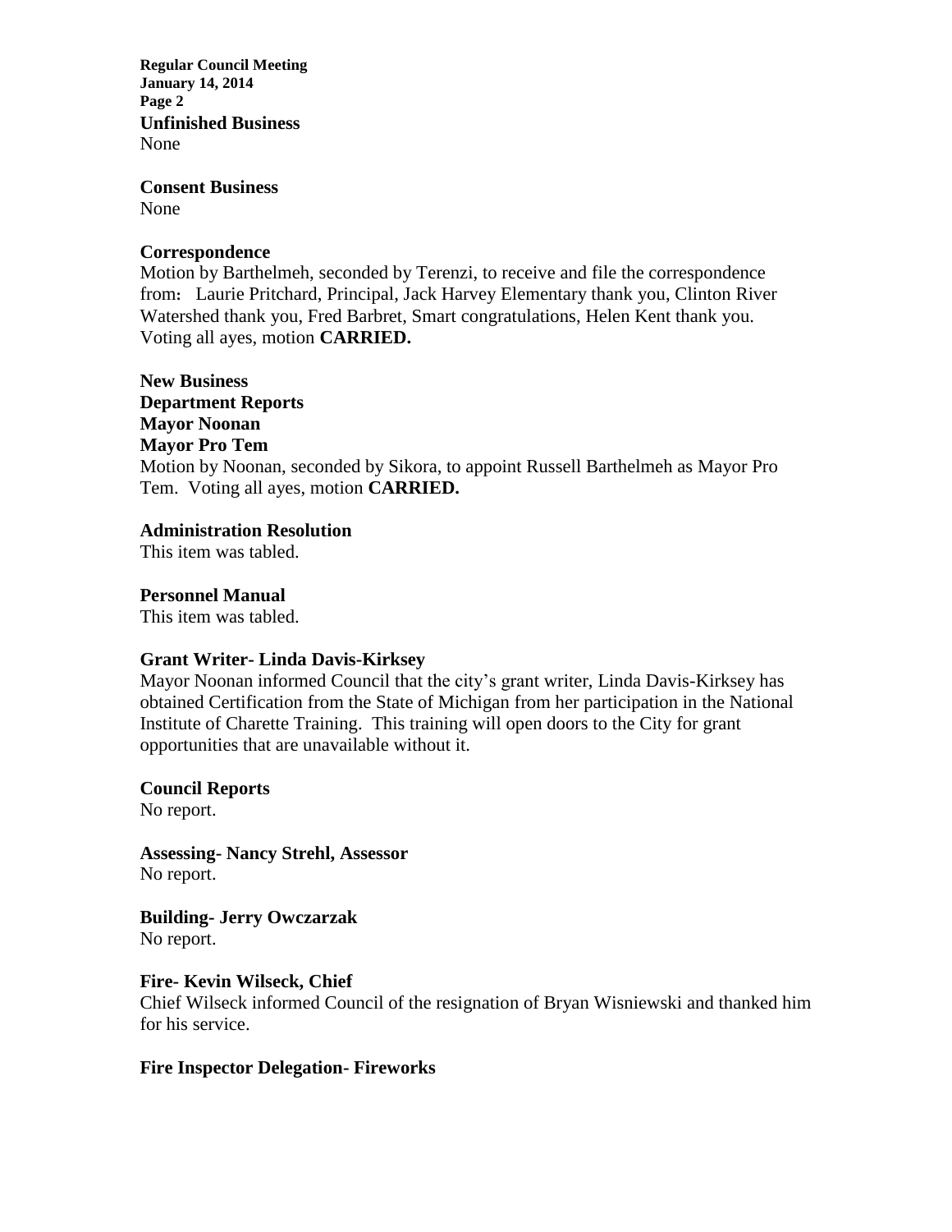**Unfinished Business**
None

**Consent Business**
None

**Correspondence**
Motion by Barthelmeh, seconded by Terenzi, to receive and file the correspondence from: Laurie Pritchard, Principal, Jack Harvey Elementary thank you, Clinton River Watershed thank you, Fred Barbret, Smart congratulations, Helen Kent thank you. Voting all ayes, motion **CARRIED.**

**New Business**
**Department Reports**
**Mayor Noonan**
**Mayor Pro Tem**
Motion by Noonan, seconded by Sikora, to appoint Russell Barthelmeh as Mayor Pro Tem. Voting all ayes, motion **CARRIED.**

**Administration Resolution**
This item was tabled.

**Personnel Manual**
This item was tabled.

**Grant Writer- Linda Davis-Kirksey**
Mayor Noonan informed Council that the city's grant writer, Linda Davis-Kirksey has obtained Certification from the State of Michigan from her participation in the National Institute of Charette Training. This training will open doors to the City for grant opportunities that are unavailable without it.

**Council Reports**
No report.

**Assessing- Nancy Strehl, Assessor**
No report.

**Building- Jerry Owczarzak**
No report.

**Fire- Kevin Wilseck, Chief**
Chief Wilseck informed Council of the resignation of Bryan Wisniewski and thanked him for his service.

**Fire Inspector Delegation- Fireworks**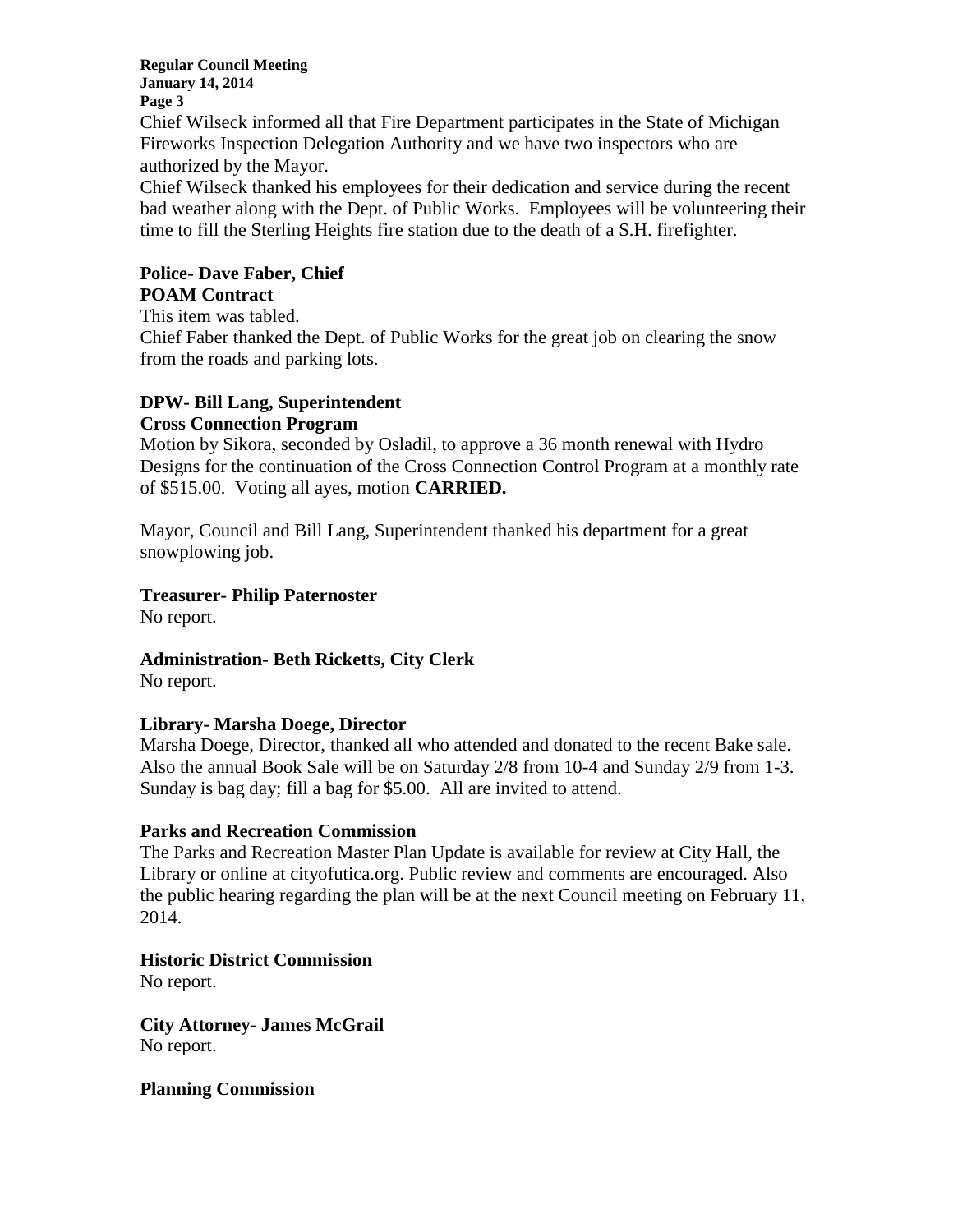Chief Wilseck informed all that Fire Department participates in the State of Michigan Fireworks Inspection Delegation Authority and we have two inspectors who are authorized by the Mayor.

Chief Wilseck thanked his employees for their dedication and service during the recent bad weather along with the Dept. of Public Works. Employees will be volunteering their time to fill the Sterling Heights fire station due to the death of a S.H. firefighter.

**Police- Dave Faber, Chief**

**POAM Contract**

This item was tabled.

Chief Faber thanked the Dept. of Public Works for the great job on clearing the snow from the roads and parking lots.

**DPW- Bill Lang, Superintendent**

**Cross Connection Program**

Motion by Sikora, seconded by Osladil, to approve a 36 month renewal with Hydro Designs for the continuation of the Cross Connection Control Program at a monthly rate of $515.00. Voting all ayes, motion **CARRIED.**

Mayor, Council and Bill Lang, Superintendent thanked his department for a great snowplowing job.

**Treasurer- Philip Paternoster**

No report.

**Administration- Beth Ricketts, City Clerk**

No report.

**Library- Marsha Doege, Director**

Marsha Doege, Director, thanked all who attended and donated to the recent Bake sale. Also the annual Book Sale will be on Saturday 2/8 from 10-4 and Sunday 2/9 from 1-3. Sunday is bag day; fill a bag for $5.00. All are invited to attend.

**Parks and Recreation Commission**

The Parks and Recreation Master Plan Update is available for review at City Hall, the Library or online at cityofutica.org. Public review and comments are encouraged. Also the public hearing regarding the plan will be at the next Council meeting on February 11, 2014.

**Historic District Commission**

No report.

**City Attorney- James McGrail**

No report.

**Planning Commission**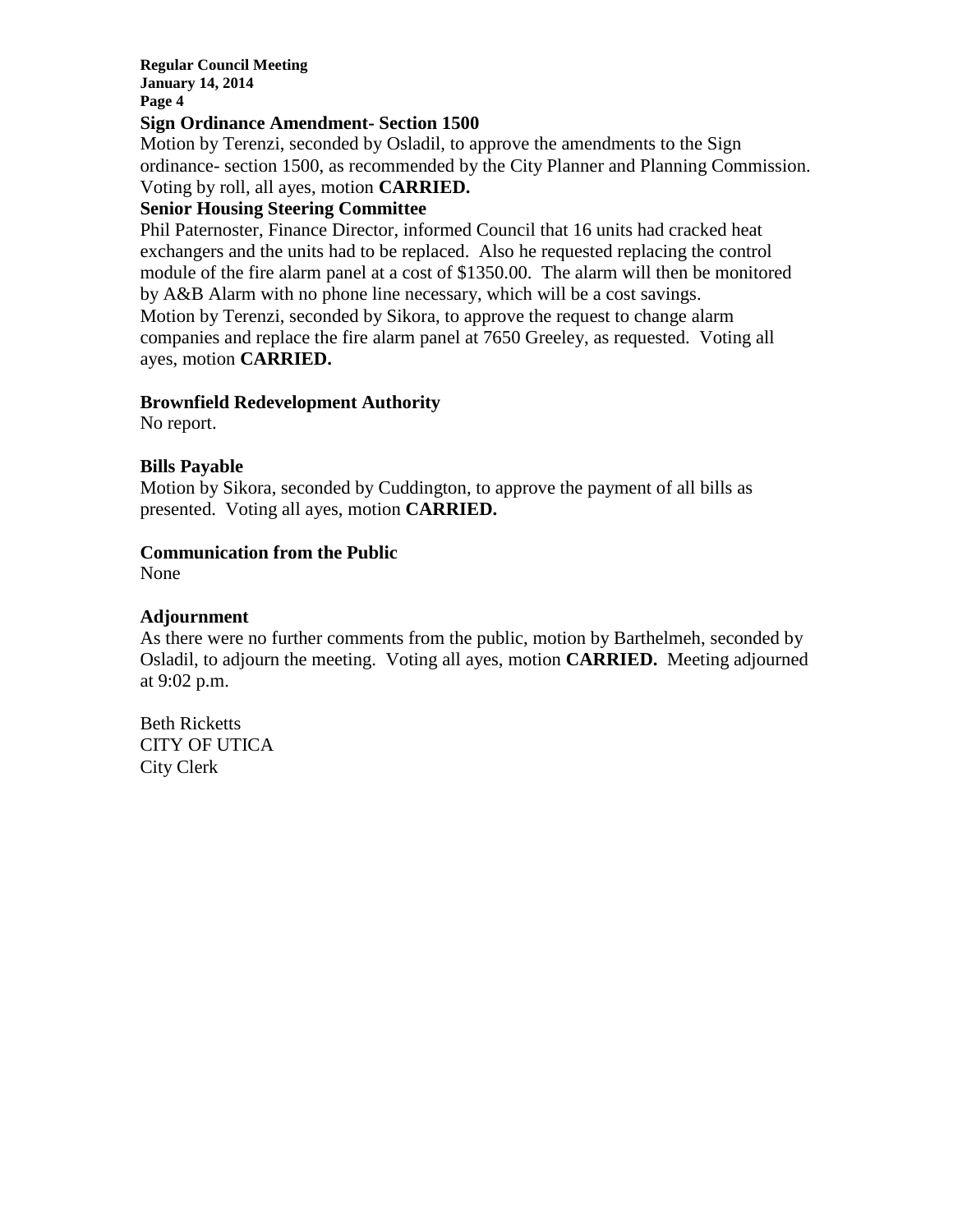**Sign Ordinance Amendment- Section 1500**

Motion by Terenzi, seconded by Osladil, to approve the amendments to the Sign ordinance- section 1500, as recommended by the City Planner and Planning Commission. Voting by roll, all ayes, motion **CARRIED.**

**Senior Housing Steering Committee**

Phil Paternoster, Finance Director, informed Council that 16 units had cracked heat exchangers and the units had to be replaced. Also he requested replacing the control module of the fire alarm panel at a cost of $1350.00. The alarm will then be monitored by A&B Alarm with no phone line necessary, which will be a cost savings.

Motion by Terenzi, seconded by Sikora, to approve the request to change alarm companies and replace the fire alarm panel at 7650 Greeley, as requested. Voting all ayes, motion **CARRIED.**

**Brownfield Redevelopment Authority**

No report.

**Bills Payable**

Motion by Sikora, seconded by Cuddington, to approve the payment of all bills as presented. Voting all ayes, motion **CARRIED.**

**Communication from the Public**

None

**Adjournment**

As there were no further comments from the public, motion by Barthelmeh, seconded by Osladil, to adjourn the meeting. Voting all ayes, motion **CARRIED.** Meeting adjourned at 9:02 p.m.

Beth Ricketts
CITY OF UTICA
City Clerk